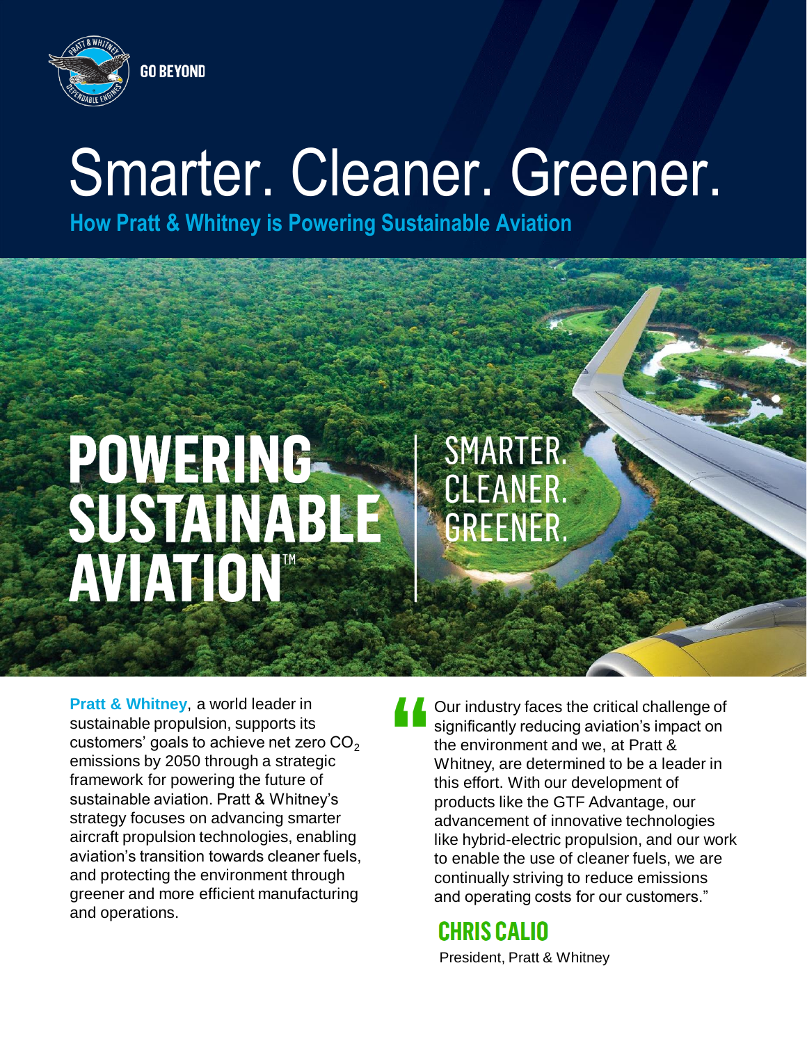GO BEYOND

# Smarter. Cleaner. Greener.

## How Pratt & Whitney is Powering Sustainable Aviation

**POWERING SUSTAINABLE AVIATION™**

SMARTER. CLEANER. GREENER.

**Pratt & Whitney**, a world leader in sustainable propulsion, supports its customers' goals to achieve net zero $CO_2$ emissions by 2050 through a strategic framework for powering the future of sustainable aviation. Pratt & Whitney's strategy focuses on advancing smarter aircraft propulsion technologies, enabling aviation's transition towards cleaner fuels, and protecting the environment through greener and more efficient manufacturing and operations.

> "Our industry faces the critical challenge of significantly reducing aviation's impact on the environment and we, at Pratt & Whitney, are determined to be a leader in this effort. With our development of products like the GTF Advantage, our advancement of innovative technologies like hybrid-electric propulsion, and our work to enable the use of cleaner fuels, we are continually striving to reduce emissions and operating costs for our customers."
>
> **CHRIS CALIO**
> President, Pratt & Whitney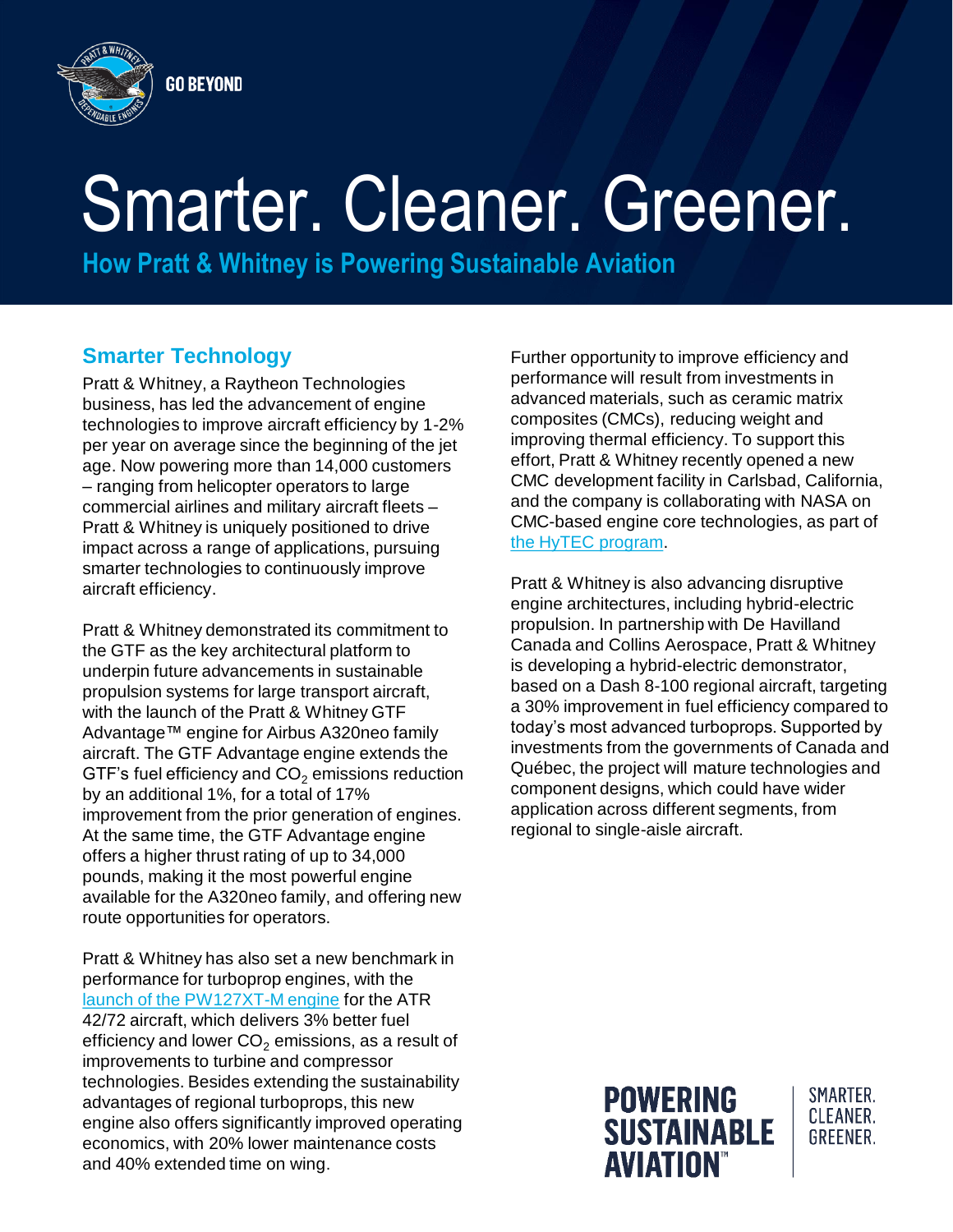# Smarter. Cleaner. Greener.

**How Pratt & Whitney is Powering Sustainable Aviation**

## Smarter Technology

Pratt & Whitney, a Raytheon Technologies business, has led the advancement of engine technologies to improve aircraft efficiency by 1-2% per year on average since the beginning of the jet age. Now powering more than 14,000 customers – ranging from helicopter operators to large commercial airlines and military aircraft fleets – Pratt & Whitney is uniquely positioned to drive impact across a range of applications, pursuing smarter technologies to continuously improve aircraft efficiency.

Pratt & Whitney demonstrated its commitment to the GTF as the key architectural platform to underpin future advancements in sustainable propulsion systems for large transport aircraft, with the launch of the Pratt & Whitney GTF Advantage™ engine for Airbus A320neo family aircraft. The GTF Advantage engine extends the GTF's fuel efficiency and $CO_2$ emissions reduction by an additional 1%, for a total of 17% improvement from the prior generation of engines. At the same time, the GTF Advantage engine offers a higher thrust rating of up to 34,000 pounds, making it the most powerful engine available for the A320neo family, and offering new route opportunities for operators.

Pratt & Whitney has also set a new benchmark in performance for turboprop engines, with the launch of the PW127XT-M engine for the ATR 42/72 aircraft, which delivers 3% better fuel efficiency and lower $CO_2$ emissions, as a result of improvements to turbine and compressor technologies. Besides extending the sustainability advantages of regional turboprops, this new engine also offers significantly improved operating economics, with 20% lower maintenance costs and 40% extended time on wing.

Further opportunity to improve efficiency and performance will result from investments in advanced materials, such as ceramic matrix composites (CMCs), reducing weight and improving thermal efficiency. To support this effort, Pratt & Whitney recently opened a new CMC development facility in Carlsbad, California, and the company is collaborating with NASA on CMC-based engine core technologies, as part of the HyTEC program.

Pratt & Whitney is also advancing disruptive engine architectures, including hybrid-electric propulsion. In partnership with De Havilland Canada and Collins Aerospace, Pratt & Whitney is developing a hybrid-electric demonstrator, based on a Dash 8-100 regional aircraft, targeting a 30% improvement in fuel efficiency compared to today's most advanced turboprops. Supported by investments from the governments of Canada and Québec, the project will mature technologies and component designs, which could have wider application across different segments, from regional to single-aisle aircraft.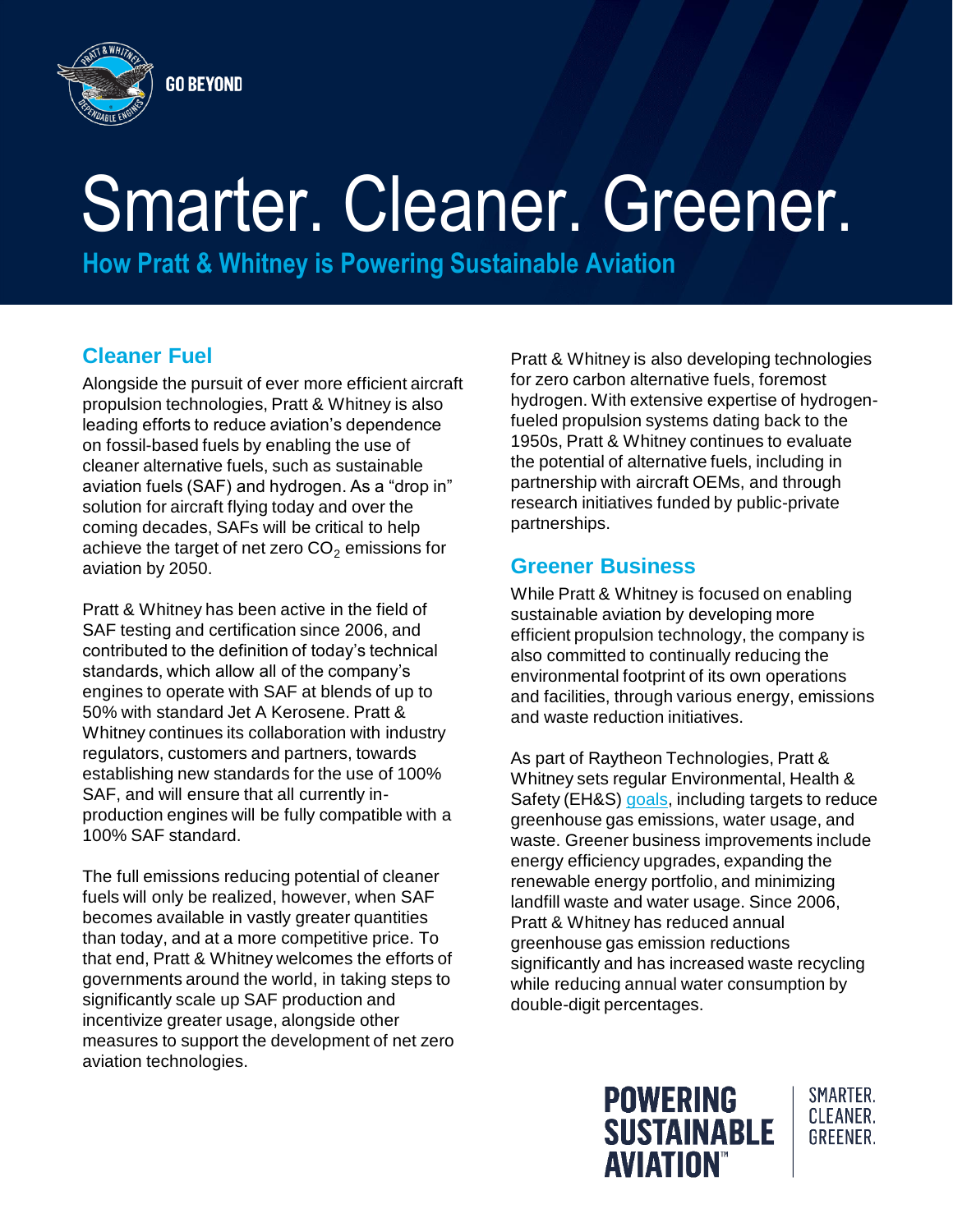GO BEYOND

# Smarter. Cleaner. Greener.

## How Pratt & Whitney is Powering Sustainable Aviation

### Cleaner Fuel

Alongside the pursuit of ever more efficient aircraft propulsion technologies, Pratt & Whitney is also leading efforts to reduce aviation's dependence on fossil-based fuels by enabling the use of cleaner alternative fuels, such as sustainable aviation fuels (SAF) and hydrogen. As a "drop in" solution for aircraft flying today and over the coming decades, SAFs will be critical to help achieve the target of net zero $CO_2$ emissions for aviation by 2050.

Pratt & Whitney has been active in the field of SAF testing and certification since 2006, and contributed to the definition of today's technical standards, which allow all of the company's engines to operate with SAF at blends of up to 50% with standard Jet A Kerosene. Pratt & Whitney continues its collaboration with industry regulators, customers and partners, towards establishing new standards for the use of 100% SAF, and will ensure that all currently in-production engines will be fully compatible with a 100% SAF standard.

The full emissions reducing potential of cleaner fuels will only be realized, however, when SAF becomes available in vastly greater quantities than today, and at a more competitive price. To that end, Pratt & Whitney welcomes the efforts of governments around the world, in taking steps to significantly scale up SAF production and incentivize greater usage, alongside other measures to support the development of net zero aviation technologies.

Pratt & Whitney is also developing technologies for zero carbon alternative fuels, foremost hydrogen. With extensive expertise of hydrogen-fueled propulsion systems dating back to the 1950s, Pratt & Whitney continues to evaluate the potential of alternative fuels, including in partnership with aircraft OEMs, and through research initiatives funded by public-private partnerships.

### Greener Business

While Pratt & Whitney is focused on enabling sustainable aviation by developing more efficient propulsion technology, the company is also committed to continually reducing the environmental footprint of its own operations and facilities, through various energy, emissions and waste reduction initiatives.

As part of Raytheon Technologies, Pratt & Whitney sets regular Environmental, Health & Safety (EH&S) goals, including targets to reduce greenhouse gas emissions, water usage, and waste. Greener business improvements include energy efficiency upgrades, expanding the renewable energy portfolio, and minimizing landfill waste and water usage. Since 2006, Pratt & Whitney has reduced annual greenhouse gas emission reductions significantly and has increased waste recycling while reducing annual water consumption by double-digit percentages.

**POWERING SUSTAINABLE AVIATION™** | SMARTER. CLEANER. GREENER.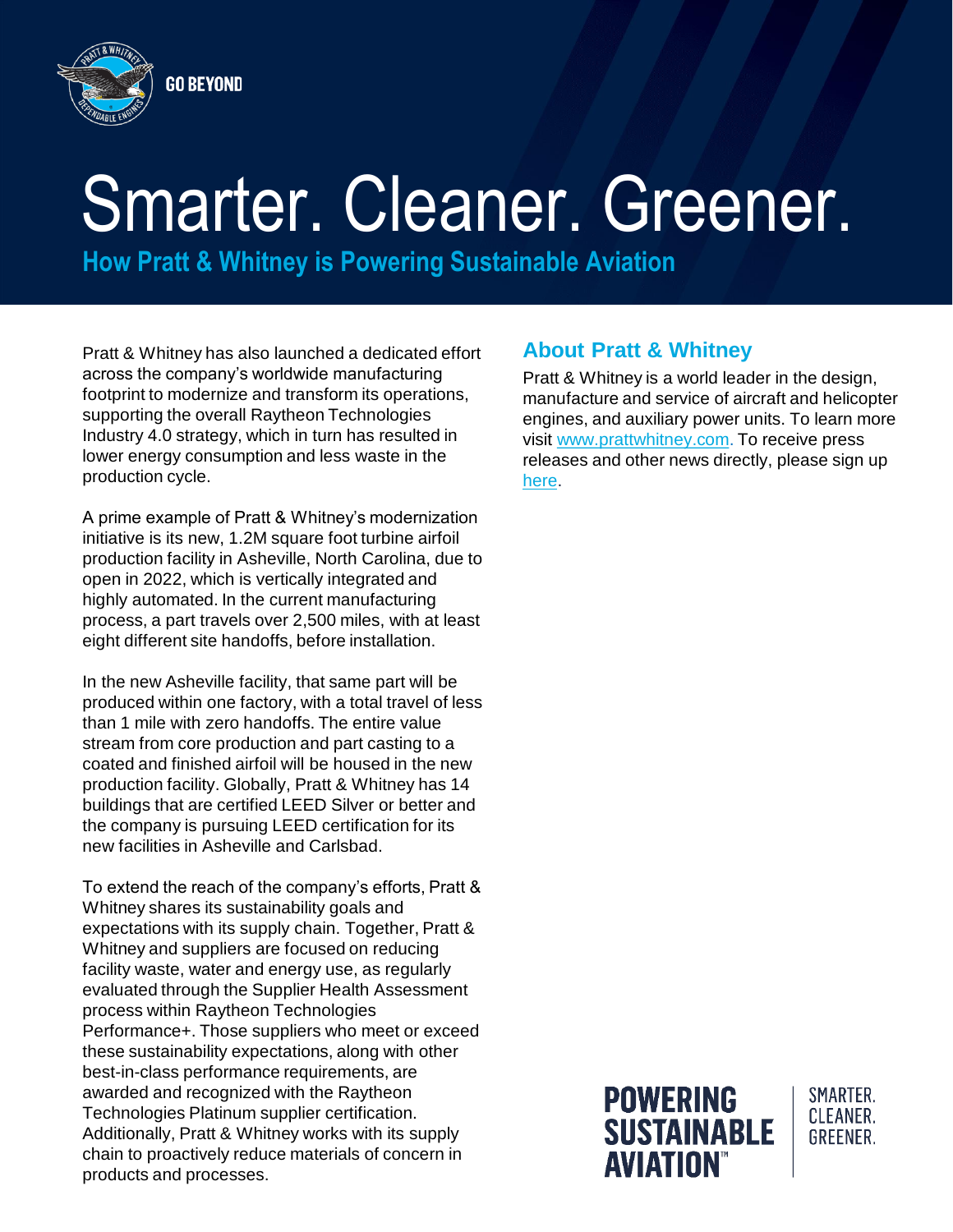# Smarter. Cleaner. Greener.

## How Pratt & Whitney is Powering Sustainable Aviation

Pratt & Whitney has also launched a dedicated effort across the company's worldwide manufacturing footprint to modernize and transform its operations, supporting the overall Raytheon Technologies Industry 4.0 strategy, which in turn has resulted in lower energy consumption and less waste in the production cycle.

A prime example of Pratt & Whitney's modernization initiative is its new, 1.2M square foot turbine airfoil production facility in Asheville, North Carolina, due to open in 2022, which is vertically integrated and highly automated. In the current manufacturing process, a part travels over 2,500 miles, with at least eight different site handoffs, before installation.

In the new Asheville facility, that same part will be produced within one factory, with a total travel of less than 1 mile with zero handoffs. The entire value stream from core production and part casting to a coated and finished airfoil will be housed in the new production facility. Globally, Pratt & Whitney has 14 buildings that are certified LEED Silver or better and the company is pursuing LEED certification for its new facilities in Asheville and Carlsbad.

To extend the reach of the company's efforts, Pratt & Whitney shares its sustainability goals and expectations with its supply chain. Together, Pratt & Whitney and suppliers are focused on reducing facility waste, water and energy use, as regularly evaluated through the Supplier Health Assessment process within Raytheon Technologies Performance+. Those suppliers who meet or exceed these sustainability expectations, along with other best-in-class performance requirements, are awarded and recognized with the Raytheon Technologies Platinum supplier certification. Additionally, Pratt & Whitney works with its supply chain to proactively reduce materials of concern in products and processes.

### About Pratt & Whitney

Pratt & Whitney is a world leader in the design, manufacture and service of aircraft and helicopter engines, and auxiliary power units. To learn more visit [www.prattwhitney.com](http://www.prattwhitney.com). To receive press releases and other news directly, please sign up [here](#).

POWERING SUSTAINABLE AVIATION™

SMARTER. CLEANER. GREENER.